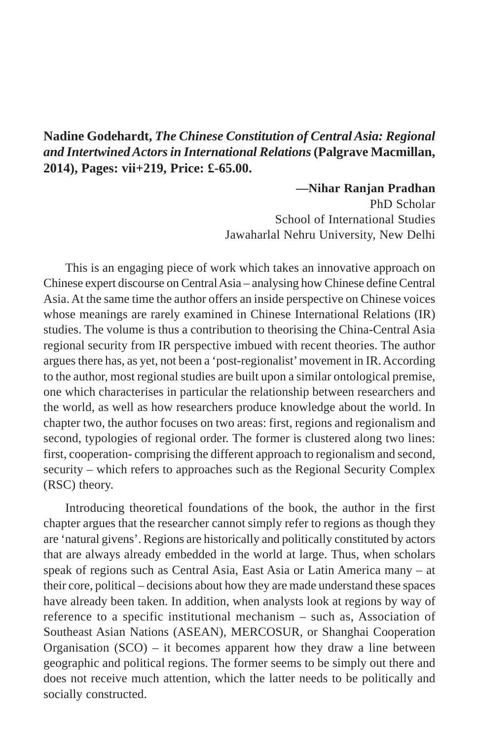**Nadine Godehardt, *The Chinese Constitution of Central Asia: Regional and Intertwined Actors in International Relations* (Palgrave Macmillan, 2014), Pages: vii+219, Price: £-65.00.**

**—Nihar Ranjan Pradhan**
PhD Scholar
School of International Studies
Jawaharlal Nehru University, New Delhi

This is an engaging piece of work which takes an innovative approach on Chinese expert discourse on Central Asia – analysing how Chinese define Central Asia. At the same time the author offers an inside perspective on Chinese voices whose meanings are rarely examined in Chinese International Relations (IR) studies. The volume is thus a contribution to theorising the China-Central Asia regional security from IR perspective imbued with recent theories. The author argues there has, as yet, not been a 'post-regionalist' movement in IR. According to the author, most regional studies are built upon a similar ontological premise, one which characterises in particular the relationship between researchers and the world, as well as how researchers produce knowledge about the world. In chapter two, the author focuses on two areas: first, regions and regionalism and second, typologies of regional order. The former is clustered along two lines: first, cooperation- comprising the different approach to regionalism and second, security – which refers to approaches such as the Regional Security Complex (RSC) theory.

Introducing theoretical foundations of the book, the author in the first chapter argues that the researcher cannot simply refer to regions as though they are 'natural givens'. Regions are historically and politically constituted by actors that are always already embedded in the world at large. Thus, when scholars speak of regions such as Central Asia, East Asia or Latin America many – at their core, political – decisions about how they are made understand these spaces have already been taken. In addition, when analysts look at regions by way of reference to a specific institutional mechanism – such as, Association of Southeast Asian Nations (ASEAN), MERCOSUR, or Shanghai Cooperation Organisation (SCO) – it becomes apparent how they draw a line between geographic and political regions. The former seems to be simply out there and does not receive much attention, which the latter needs to be politically and socially constructed.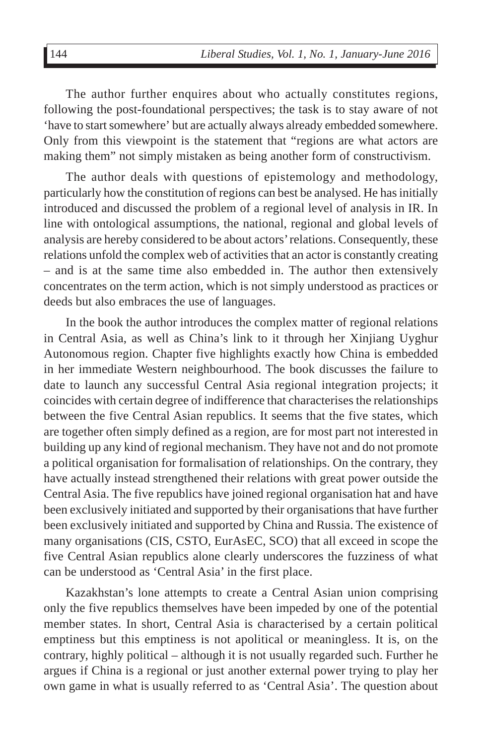The author further enquires about who actually constitutes regions, following the post-foundational perspectives; the task is to stay aware of not 'have to start somewhere' but are actually always already embedded somewhere. Only from this viewpoint is the statement that "regions are what actors are making them" not simply mistaken as being another form of constructivism.

The author deals with questions of epistemology and methodology, particularly how the constitution of regions can best be analysed. He has initially introduced and discussed the problem of a regional level of analysis in IR. In line with ontological assumptions, the national, regional and global levels of analysis are hereby considered to be about actors' relations. Consequently, these relations unfold the complex web of activities that an actor is constantly creating – and is at the same time also embedded in. The author then extensively concentrates on the term action, which is not simply understood as practices or deeds but also embraces the use of languages.

In the book the author introduces the complex matter of regional relations in Central Asia, as well as China's link to it through her Xinjiang Uyghur Autonomous region. Chapter five highlights exactly how China is embedded in her immediate Western neighbourhood. The book discusses the failure to date to launch any successful Central Asia regional integration projects; it coincides with certain degree of indifference that characterises the relationships between the five Central Asian republics. It seems that the five states, which are together often simply defined as a region, are for most part not interested in building up any kind of regional mechanism. They have not and do not promote a political organisation for formalisation of relationships. On the contrary, they have actually instead strengthened their relations with great power outside the Central Asia. The five republics have joined regional organisation hat and have been exclusively initiated and supported by their organisations that have further been exclusively initiated and supported by China and Russia. The existence of many organisations (CIS, CSTO, EurAsEC, SCO) that all exceed in scope the five Central Asian republics alone clearly underscores the fuzziness of what can be understood as 'Central Asia' in the first place.

Kazakhstan's lone attempts to create a Central Asian union comprising only the five republics themselves have been impeded by one of the potential member states. In short, Central Asia is characterised by a certain political emptiness but this emptiness is not apolitical or meaningless. It is, on the contrary, highly political – although it is not usually regarded such. Further he argues if China is a regional or just another external power trying to play her own game in what is usually referred to as 'Central Asia'. The question about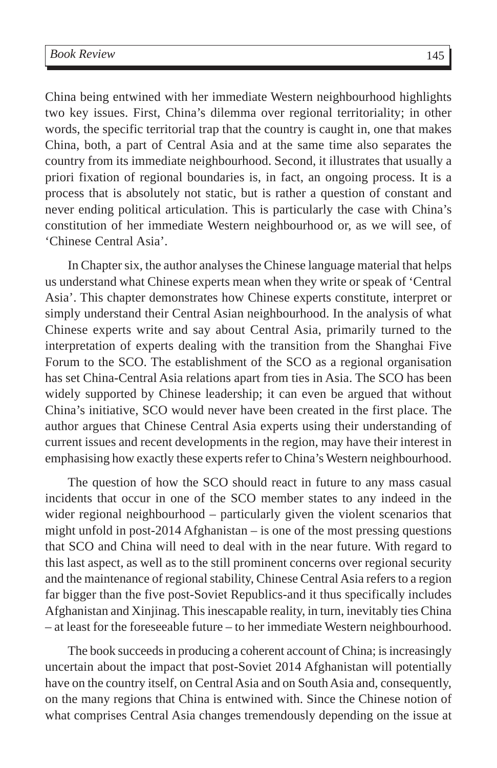China being entwined with her immediate Western neighbourhood highlights two key issues. First, China's dilemma over regional territoriality; in other words, the specific territorial trap that the country is caught in, one that makes China, both, a part of Central Asia and at the same time also separates the country from its immediate neighbourhood. Second, it illustrates that usually a priori fixation of regional boundaries is, in fact, an ongoing process. It is a process that is absolutely not static, but is rather a question of constant and never ending political articulation. This is particularly the case with China's constitution of her immediate Western neighbourhood or, as we will see, of 'Chinese Central Asia'.

In Chapter six, the author analyses the Chinese language material that helps us understand what Chinese experts mean when they write or speak of 'Central Asia'. This chapter demonstrates how Chinese experts constitute, interpret or simply understand their Central Asian neighbourhood. In the analysis of what Chinese experts write and say about Central Asia, primarily turned to the interpretation of experts dealing with the transition from the Shanghai Five Forum to the SCO. The establishment of the SCO as a regional organisation has set China-Central Asia relations apart from ties in Asia. The SCO has been widely supported by Chinese leadership; it can even be argued that without China's initiative, SCO would never have been created in the first place. The author argues that Chinese Central Asia experts using their understanding of current issues and recent developments in the region, may have their interest in emphasising how exactly these experts refer to China's Western neighbourhood.

The question of how the SCO should react in future to any mass casual incidents that occur in one of the SCO member states to any indeed in the wider regional neighbourhood – particularly given the violent scenarios that might unfold in post-2014 Afghanistan – is one of the most pressing questions that SCO and China will need to deal with in the near future. With regard to this last aspect, as well as to the still prominent concerns over regional security and the maintenance of regional stability, Chinese Central Asia refers to a region far bigger than the five post-Soviet Republics-and it thus specifically includes Afghanistan and Xinjinag. This inescapable reality, in turn, inevitably ties China – at least for the foreseeable future – to her immediate Western neighbourhood.

The book succeeds in producing a coherent account of China; is increasingly uncertain about the impact that post-Soviet 2014 Afghanistan will potentially have on the country itself, on Central Asia and on South Asia and, consequently, on the many regions that China is entwined with. Since the Chinese notion of what comprises Central Asia changes tremendously depending on the issue at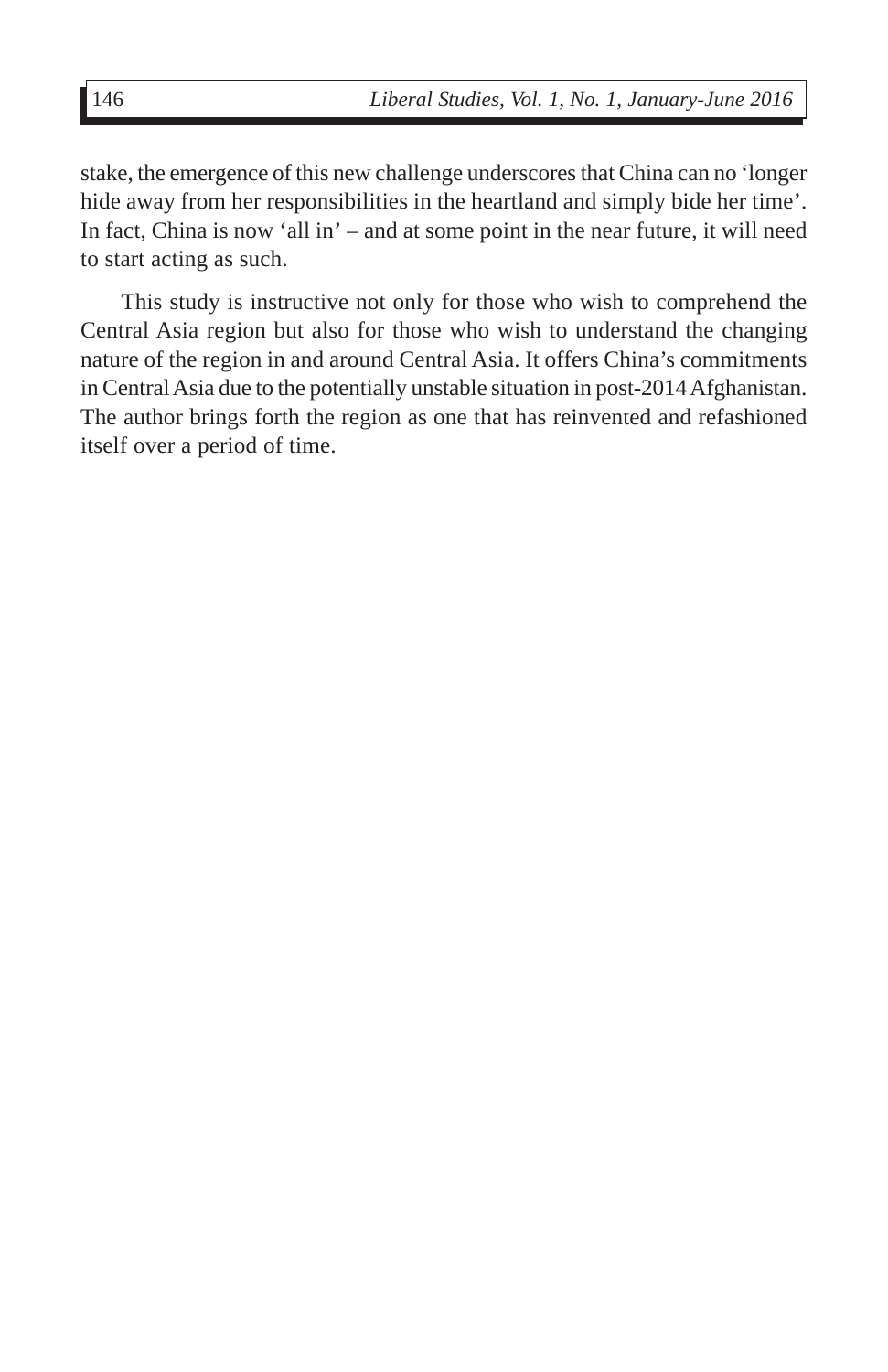stake, the emergence of this new challenge underscores that China can no 'longer hide away from her responsibilities in the heartland and simply bide her time'. In fact, China is now 'all in' – and at some point in the near future, it will need to start acting as such.

This study is instructive not only for those who wish to comprehend the Central Asia region but also for those who wish to understand the changing nature of the region in and around Central Asia. It offers China's commitments in Central Asia due to the potentially unstable situation in post-2014 Afghanistan. The author brings forth the region as one that has reinvented and refashioned itself over a period of time.